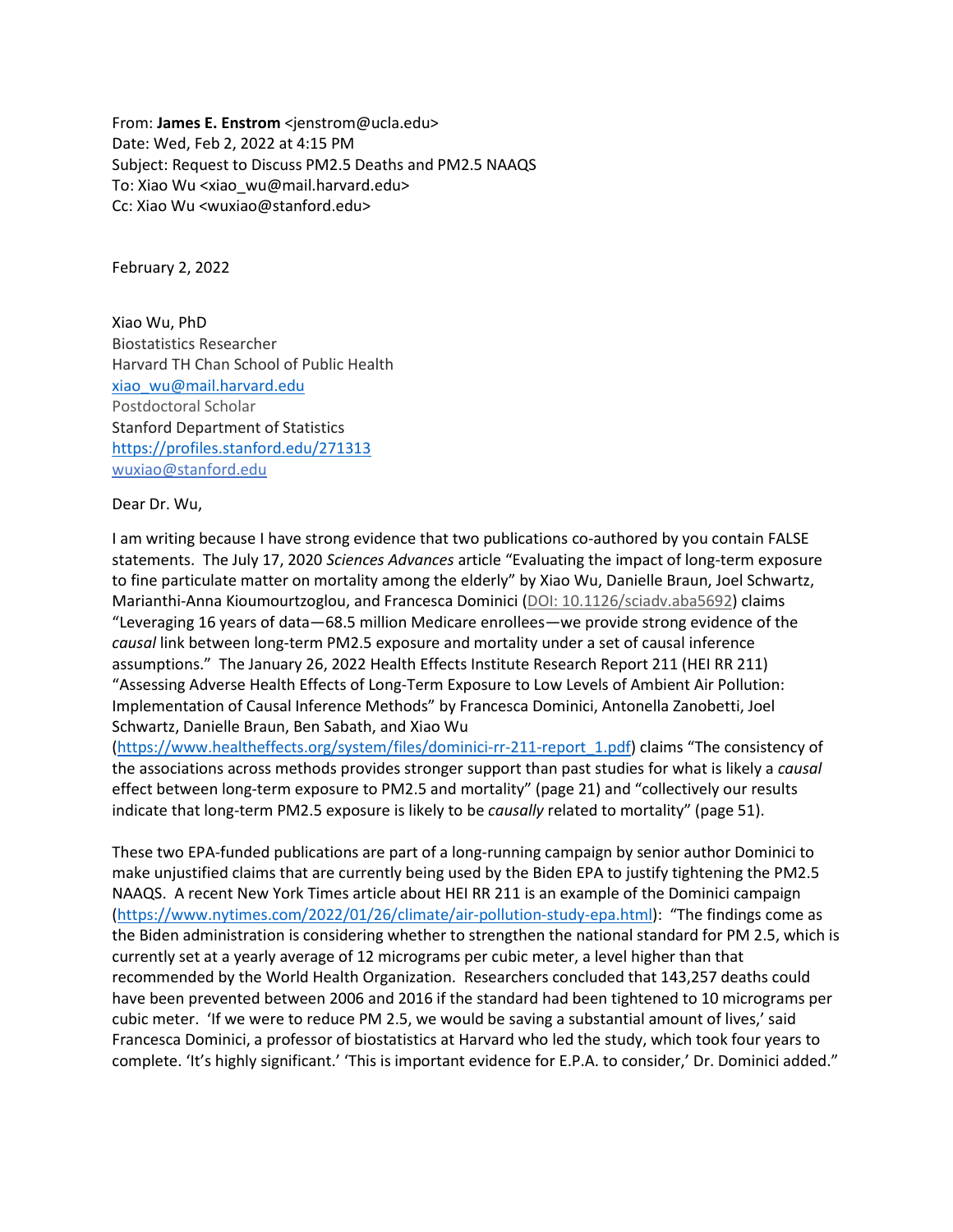From: **James E. Enstrom** <jenstrom@ucla.edu>
Date: Wed, Feb 2, 2022 at 4:15 PM
Subject: Request to Discuss PM2.5 Deaths and PM2.5 NAAQS
To: Xiao Wu <xiao_wu@mail.harvard.edu>
Cc: Xiao Wu <wuxiao@stanford.edu>

February 2, 2022

Xiao Wu, PhD
Biostatistics Researcher
Harvard TH Chan School of Public Health
xiao_wu@mail.harvard.edu
Postdoctoral Scholar
Stanford Department of Statistics
https://profiles.stanford.edu/271313
wuxiao@stanford.edu

Dear Dr. Wu,

I am writing because I have strong evidence that two publications co-authored by you contain FALSE statements. The July 17, 2020 *Sciences Advances* article "Evaluating the impact of long-term exposure to fine particulate matter on mortality among the elderly" by Xiao Wu, Danielle Braun, Joel Schwartz, Marianthi-Anna Kioumourtzoglou, and Francesca Dominici (DOI: 10.1126/sciadv.aba5692) claims "Leveraging 16 years of data—68.5 million Medicare enrollees—we provide strong evidence of the *causal* link between long-term PM2.5 exposure and mortality under a set of causal inference assumptions." The January 26, 2022 Health Effects Institute Research Report 211 (HEI RR 211) "Assessing Adverse Health Effects of Long-Term Exposure to Low Levels of Ambient Air Pollution: Implementation of Causal Inference Methods" by Francesca Dominici, Antonella Zanobetti, Joel Schwartz, Danielle Braun, Ben Sabath, and Xiao Wu (https://www.healtheffects.org/system/files/dominici-rr-211-report_1.pdf) claims "The consistency of the associations across methods provides stronger support than past studies for what is likely a *causal* effect between long-term exposure to PM2.5 and mortality" (page 21) and "collectively our results indicate that long-term PM2.5 exposure is likely to be *causally* related to mortality" (page 51).

These two EPA-funded publications are part of a long-running campaign by senior author Dominici to make unjustified claims that are currently being used by the Biden EPA to justify tightening the PM2.5 NAAQS. A recent New York Times article about HEI RR 211 is an example of the Dominici campaign (https://www.nytimes.com/2022/01/26/climate/air-pollution-study-epa.html): "The findings come as the Biden administration is considering whether to strengthen the national standard for PM 2.5, which is currently set at a yearly average of 12 micrograms per cubic meter, a level higher than that recommended by the World Health Organization. Researchers concluded that 143,257 deaths could have been prevented between 2006 and 2016 if the standard had been tightened to 10 micrograms per cubic meter. 'If we were to reduce PM 2.5, we would be saving a substantial amount of lives,' said Francesca Dominici, a professor of biostatistics at Harvard who led the study, which took four years to complete. 'It's highly significant.' 'This is important evidence for E.P.A. to consider,' Dr. Dominici added."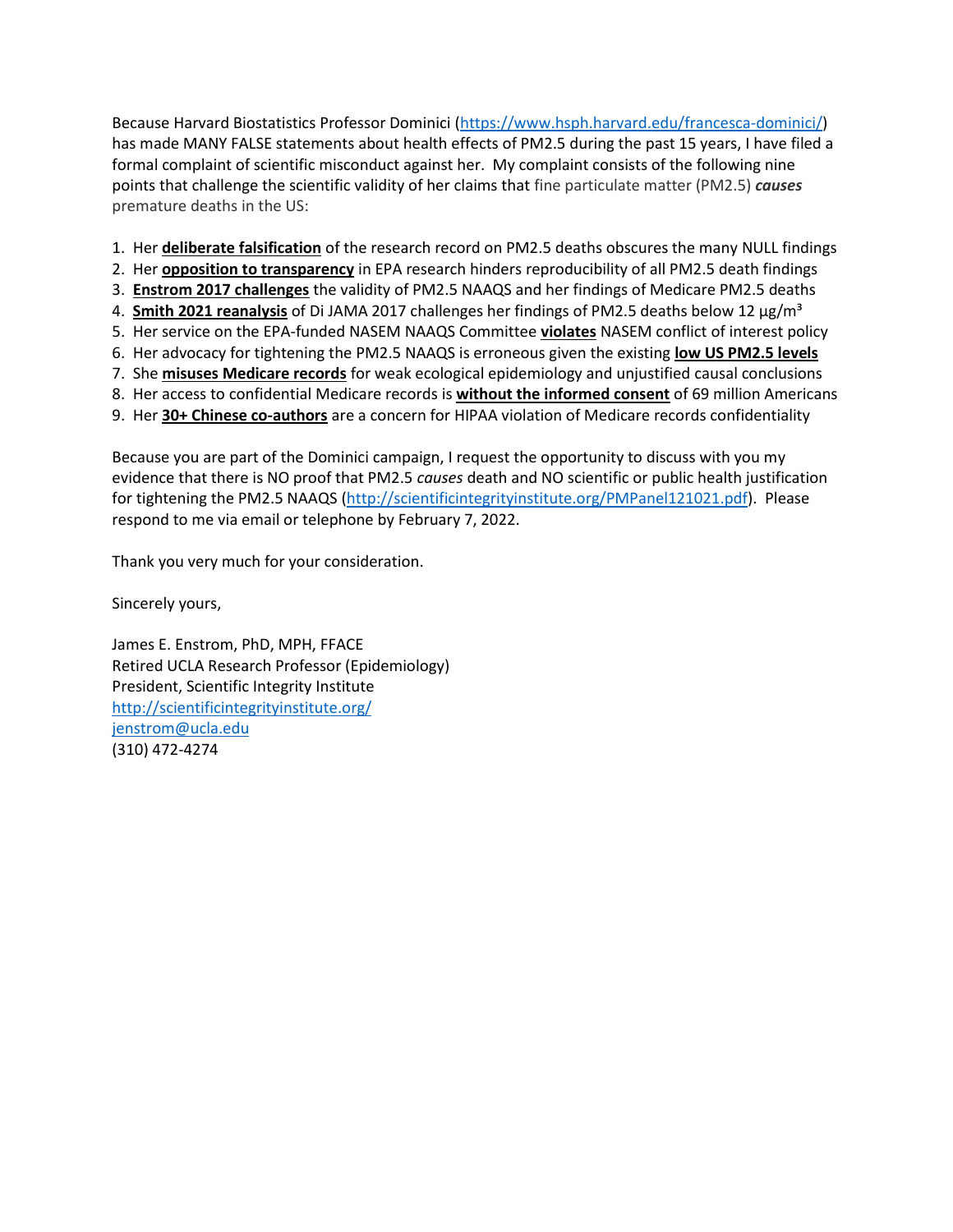Because Harvard Biostatistics Professor Dominici (https://www.hsph.harvard.edu/francesca-dominici/) has made MANY FALSE statements about health effects of PM2.5 during the past 15 years, I have filed a formal complaint of scientific misconduct against her. My complaint consists of the following nine points that challenge the scientific validity of her claims that fine particulate matter (PM2.5) ***causes*** premature deaths in the US:

1. Her **deliberate falsification** of the research record on PM2.5 deaths obscures the many NULL findings
2. Her **opposition to transparency** in EPA research hinders reproducibility of all PM2.5 death findings
3. **Enstrom 2017 challenges** the validity of PM2.5 NAAQS and her findings of Medicare PM2.5 deaths
4. **Smith 2021 reanalysis** of Di JAMA 2017 challenges her findings of PM2.5 deaths below 12 $\mu g/m^3$
5. Her service on the EPA-funded NASEM NAAQS Committee **violates** NASEM conflict of interest policy
6. Her advocacy for tightening the PM2.5 NAAQS is erroneous given the existing **low US PM2.5 levels**
7. She **misuses Medicare records** for weak ecological epidemiology and unjustified causal conclusions
8. Her access to confidential Medicare records is **without the informed consent** of 69 million Americans
9. Her **30+ Chinese co-authors** are a concern for HIPAA violation of Medicare records confidentiality

Because you are part of the Dominici campaign, I request the opportunity to discuss with you my evidence that there is NO proof that PM2.5 *causes* death and NO scientific or public health justification for tightening the PM2.5 NAAQS (http://scientificintegrityinstitute.org/PMPanel121021.pdf). Please respond to me via email or telephone by February 7, 2022.

Thank you very much for your consideration.

Sincerely yours,

James E. Enstrom, PhD, MPH, FFACE
Retired UCLA Research Professor (Epidemiology)
President, Scientific Integrity Institute
http://scientificintegrityinstitute.org/
jenstrom@ucla.edu
(310) 472-4274